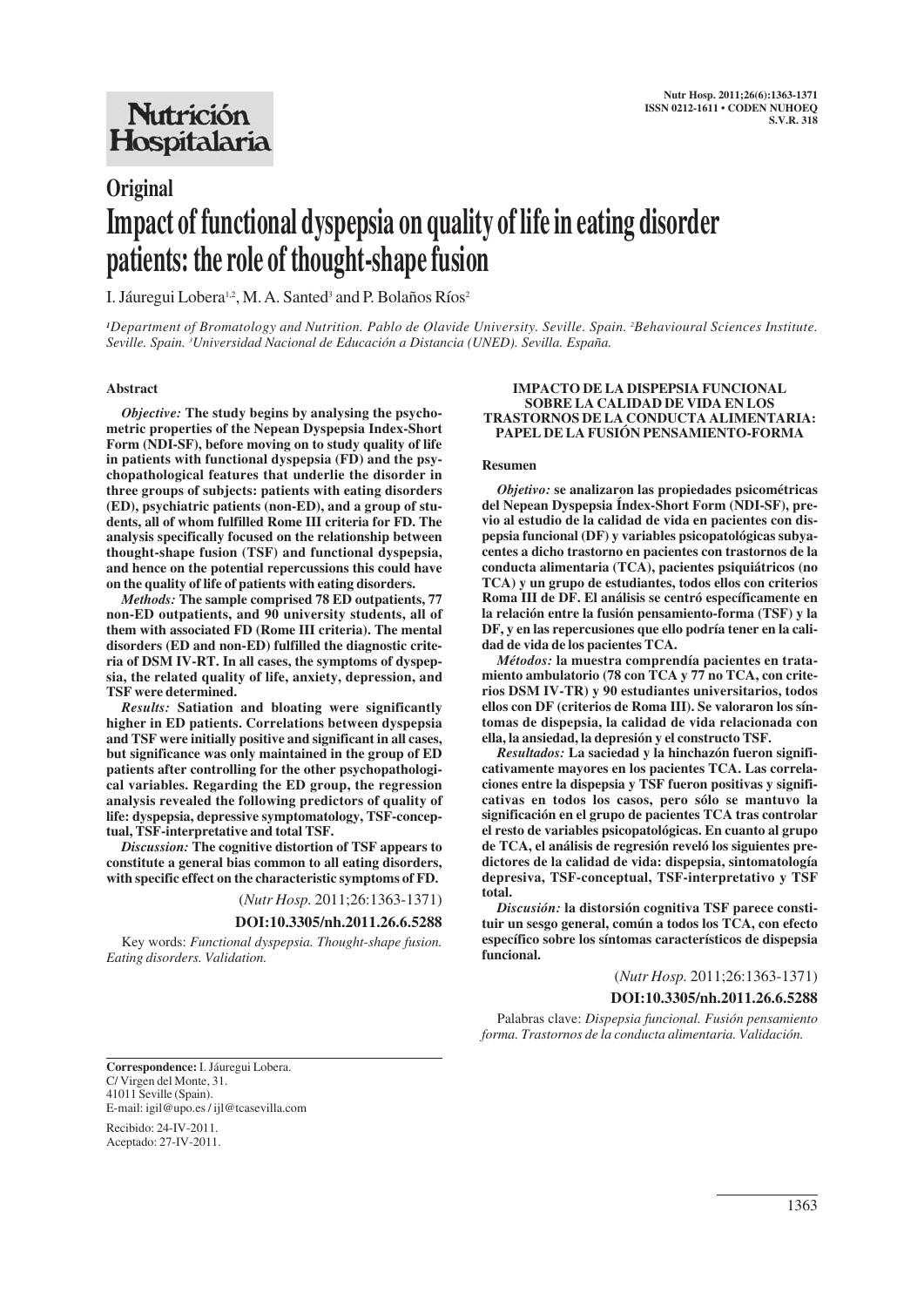# Original

# Impact of functional dyspepsia on quality of life in eating disorder patients: the role of thought-shape fusion

I. Jáuregui Lobera[1,2], M. A. Santed[3] and P. Bolaños Ríos[2]

[1]*Department of Bromatology and Nutrition. Pablo de Olavide University. Seville. Spain.* [2]*Behavioural Sciences Institute. Seville. Spain.* [3]*Universidad Nacional de Educación a Distancia (UNED). Sevilla. España.*

## Abstract

***Objective:*** **The study begins by analysing the psychometric properties of the Nepean Dyspepsia Index-Short Form (NDI-SF), before moving on to study quality of life in patients with functional dyspepsia (FD) and the psychopathological features that underlie the disorder in three groups of subjects: patients with eating disorders (ED), psychiatric patients (non-ED), and a group of students, all of whom fulfilled Rome III criteria for FD. The analysis specifically focused on the relationship between thought-shape fusion (TSF) and functional dyspepsia, and hence on the potential repercussions this could have on the quality of life of patients with eating disorders.**

***Methods:*** **The sample comprised 78 ED outpatients, 77 non-ED outpatients, and 90 university students, all of them with associated FD (Rome III criteria). The mental disorders (ED and non-ED) fulfilled the diagnostic criteria of DSM IV-RT. In all cases, the symptoms of dyspepsia, the related quality of life, anxiety, depression, and TSF were determined.**

***Results:*** **Satiation and bloating were significantly higher in ED patients. Correlations between dyspepsia and TSF were initially positive and significant in all cases, but significance was only maintained in the group of ED patients after controlling for the other psychopathological variables. Regarding the ED group, the regression analysis revealed the following predictors of quality of life: dyspepsia, depressive symptomatology, TSF-conceptual, TSF-interpretative and total TSF.**

***Discussion:*** **The cognitive distortion of TSF appears to constitute a general bias common to all eating disorders, with specific effect on the characteristic symptoms of FD.**

(*Nutr Hosp.* 2011;26:1363-1371)

**DOI:10.3305/nh.2011.26.6.5288**

Key words: *Functional dyspepsia. Thought-shape fusion. Eating disorders. Validation.*

**IMPACTO DE LA DISPEPSIA FUNCIONAL SOBRE LA CALIDAD DE VIDA EN LOS TRASTORNOS DE LA CONDUCTA ALIMENTARIA: PAPEL DE LA FUSIÓN PENSAMIENTO-FORMA**

## Resumen

***Objetivo:*** **se analizaron las propiedades psicométricas del Nepean Dyspepsia Índex-Short Form (NDI-SF), previo al estudio de la calidad de vida en pacientes con dispepsia funcional (DF) y variables psicopatológicas subyacentes a dicho trastorno en pacientes con trastornos de la conducta alimentaria (TCA), pacientes psiquiátricos (no TCA) y un grupo de estudiantes, todos ellos con criterios Roma III de DF. El análisis se centró específicamente en la relación entre la fusión pensamiento-forma (TSF) y la DF, y en las repercusiones que ello podría tener en la calidad de vida de los pacientes TCA.**

***Métodos:*** **la muestra comprendía pacientes en tratamiento ambulatorio (78 con TCA y 77 no TCA, con criterios DSM IV-TR) y 90 estudiantes universitarios, todos ellos con DF (criterios de Roma III). Se valoraron los síntomas de dispepsia, la calidad de vida relacionada con ella, la ansiedad, la depresión y el constructo TSF.**

***Resultados:*** **La saciedad y la hinchazón fueron significativamente mayores en los pacientes TCA. Las correlaciones entre la dispepsia y TSF fueron positivas y significativas en todos los casos, pero sólo se mantuvo la significación en el grupo de pacientes TCA tras controlar el resto de variables psicopatológicas. En cuanto al grupo de TCA, el análisis de regresión reveló los siguientes predictores de la calidad de vida: dispepsia, sintomatología depresiva, TSF-conceptual, TSF-interpretativo y TSF total.**

***Discusión:*** **la distorsión cognitiva TSF parece constituir un sesgo general, común a todos los TCA, con efecto específico sobre los síntomas característicos de dispepsia funcional.**

(*Nutr Hosp.* 2011;26:1363-1371)

**DOI:10.3305/nh.2011.26.6.5288**

Palabras clave: *Dispepsia funcional. Fusión pensamiento forma. Trastornos de la conducta alimentaria. Validación.*

---

**Correspondence:** I. Jáuregui Lobera.
C/ Virgen del Monte, 31.
41011 Seville (Spain).
E-mail: igil@upo.es / ijl@tcasevilla.com

Recibido: 24-IV-2011.
Aceptado: 27-IV-2011.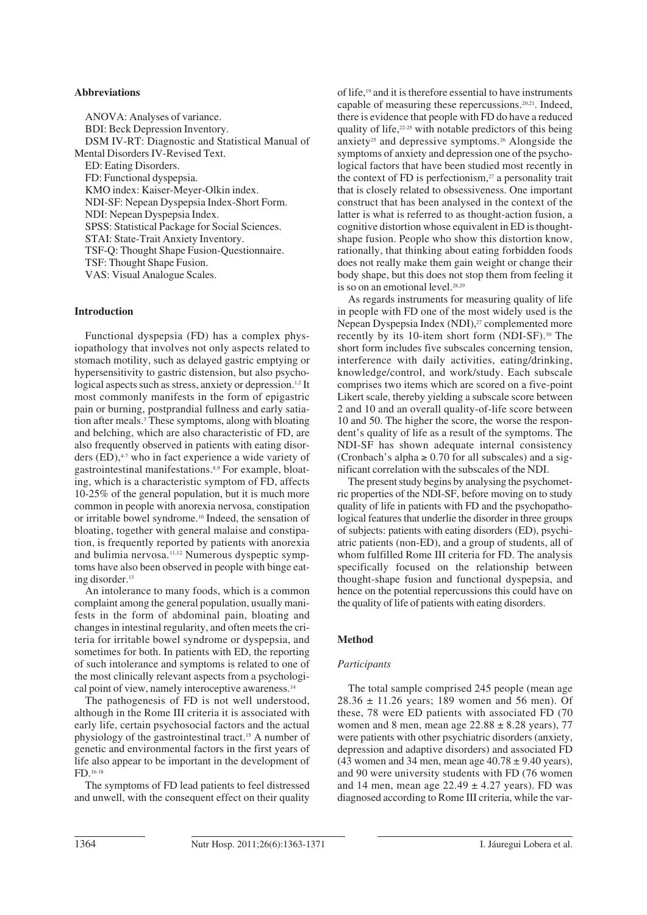### Abbreviations

ANOVA: Analyses of variance.
BDI: Beck Depression Inventory.
DSM IV-RT: Diagnostic and Statistical Manual of Mental Disorders IV-Revised Text.
ED: Eating Disorders.
FD: Functional dyspepsia.
KMO index: Kaiser-Meyer-Olkin index.
NDI-SF: Nepean Dyspepsia Index-Short Form.
NDI: Nepean Dyspepsia Index.
SPSS: Statistical Package for Social Sciences.
STAI: State-Trait Anxiety Inventory.
TSF-Q: Thought Shape Fusion-Questionnaire.
TSF: Thought Shape Fusion.
VAS: Visual Analogue Scales.

### Introduction

Functional dyspepsia (FD) has a complex physiopathology that involves not only aspects related to stomach motility, such as delayed gastric emptying or hypersensitivity to gastric distension, but also psychological aspects such as stress, anxiety or depression.[1,2] It most commonly manifests in the form of epigastric pain or burning, postprandial fullness and early satiation after meals.[3] These symptoms, along with bloating and belching, which are also characteristic of FD, are also frequently observed in patients with eating disorders (ED),[4-7] who in fact experience a wide variety of gastrointestinal manifestations.[8,9] For example, bloating, which is a characteristic symptom of FD, affects 10-25% of the general population, but it is much more common in people with anorexia nervosa, constipation or irritable bowel syndrome.[10] Indeed, the sensation of bloating, together with general malaise and constipation, is frequently reported by patients with anorexia and bulimia nervosa.[11,12] Numerous dyspeptic symptoms have also been observed in people with binge eating disorder.[13]

An intolerance to many foods, which is a common complaint among the general population, usually manifests in the form of abdominal pain, bloating and changes in intestinal regularity, and often meets the criteria for irritable bowel syndrome or dyspepsia, and sometimes for both. In patients with ED, the reporting of such intolerance and symptoms is related to one of the most clinically relevant aspects from a psychological point of view, namely interoceptive awareness.[14]

The pathogenesis of FD is not well understood, although in the Rome III criteria it is associated with early life, certain psychosocial factors and the actual physiology of the gastrointestinal tract.[15] A number of genetic and environmental factors in the first years of life also appear to be important in the development of FD.[16-18]

The symptoms of FD lead patients to feel distressed and unwell, with the consequent effect on their quality of life,[19] and it is therefore essential to have instruments capable of measuring these repercussions.[20,21]. Indeed, there is evidence that people with FD do have a reduced quality of life,[22-25] with notable predictors of this being anxiety[25] and depressive symptoms.[26] Alongside the symptoms of anxiety and depression one of the psychological factors that have been studied most recently in the context of FD is perfectionism,[27] a personality trait that is closely related to obsessiveness. One important construct that has been analysed in the context of the latter is what is referred to as thought-action fusion, a cognitive distortion whose equivalent in ED is thought-shape fusion. People who show this distortion know, rationally, that thinking about eating forbidden foods does not really make them gain weight or change their body shape, but this does not stop them from feeling it is so on an emotional level.[28,29]

As regards instruments for measuring quality of life in people with FD one of the most widely used is the Nepean Dyspepsia Index (NDI),[27] complemented more recently by its 10-item short form (NDI-SF).[30] The short form includes five subscales concerning tension, interference with daily activities, eating/drinking, knowledge/control, and work/study. Each subscale comprises two items which are scored on a five-point Likert scale, thereby yielding a subscale score between 2 and 10 and an overall quality-of-life score between 10 and 50. The higher the score, the worse the respondent's quality of life as a result of the symptoms. The NDI-SF has shown adequate internal consistency (Cronbach's alpha ≥ 0.70 for all subscales) and a significant correlation with the subscales of the NDI.

The present study begins by analysing the psychometric properties of the NDI-SF, before moving on to study quality of life in patients with FD and the psychopathological features that underlie the disorder in three groups of subjects: patients with eating disorders (ED), psychiatric patients (non-ED), and a group of students, all of whom fulfilled Rome III criteria for FD. The analysis specifically focused on the relationship between thought-shape fusion and functional dyspepsia, and hence on the potential repercussions this could have on the quality of life of patients with eating disorders.

### Method

#### *Participants*

The total sample comprised 245 people (mean age 28.36 ± 11.26 years; 189 women and 56 men). Of these, 78 were ED patients with associated FD (70 women and 8 men, mean age 22.88 ± 8.28 years), 77 were patients with other psychiatric disorders (anxiety, depression and adaptive disorders) and associated FD (43 women and 34 men, mean age 40.78 ± 9.40 years), and 90 were university students with FD (76 women and 14 men, mean age 22.49 ± 4.27 years). FD was diagnosed according to Rome III criteria, while the var-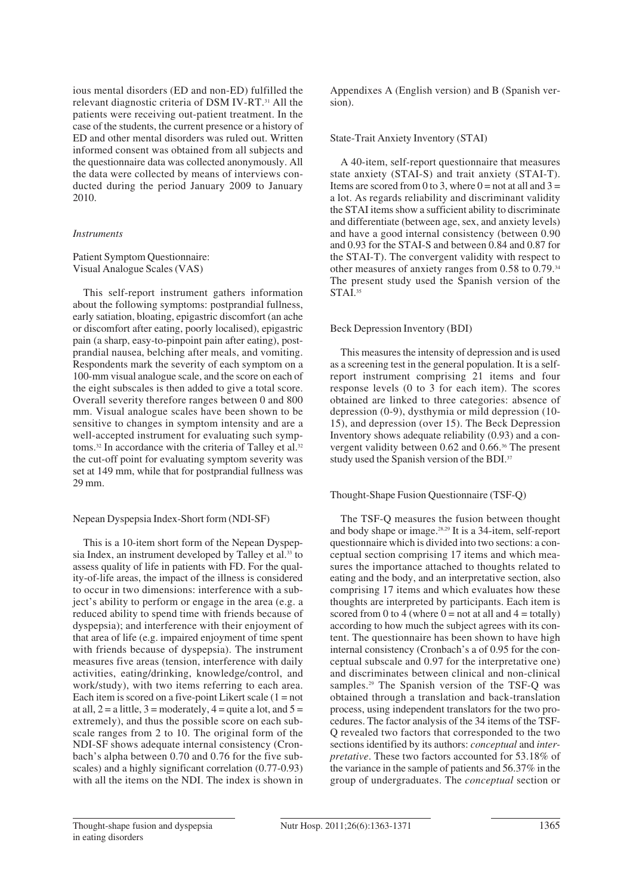ious mental disorders (ED and non-ED) fulfilled the relevant diagnostic criteria of DSM IV-RT.[31] All the patients were receiving out-patient treatment. In the case of the students, the current presence or a history of ED and other mental disorders was ruled out. Written informed consent was obtained from all subjects and the questionnaire data was collected anonymously. All the data were collected by means of interviews conducted during the period January 2009 to January 2010.

### *Instruments*

#### Patient Symptom Questionnaire: Visual Analogue Scales (VAS)

This self-report instrument gathers information about the following symptoms: postprandial fullness, early satiation, bloating, epigastric discomfort (an ache or discomfort after eating, poorly localised), epigastric pain (a sharp, easy-to-pinpoint pain after eating), postprandial nausea, belching after meals, and vomiting. Respondents mark the severity of each symptom on a 100-mm visual analogue scale, and the score on each of the eight subscales is then added to give a total score. Overall severity therefore ranges between 0 and 800 mm. Visual analogue scales have been shown to be sensitive to changes in symptom intensity and are a well-accepted instrument for evaluating such symptoms.[32] In accordance with the criteria of Talley et al.[32] the cut-off point for evaluating symptom severity was set at 149 mm, while that for postprandial fullness was 29 mm.

#### Nepean Dyspepsia Index-Short form (NDI-SF)

This is a 10-item short form of the Nepean Dyspepsia Index, an instrument developed by Talley et al.[33] to assess quality of life in patients with FD. For the quality-of-life areas, the impact of the illness is considered to occur in two dimensions: interference with a subject's ability to perform or engage in the area (e.g. a reduced ability to spend time with friends because of dyspepsia); and interference with their enjoyment of that area of life (e.g. impaired enjoyment of time spent with friends because of dyspepsia). The instrument measures five areas (tension, interference with daily activities, eating/drinking, knowledge/control, and work/study), with two items referring to each area. Each item is scored on a five-point Likert scale (1 = not at all, 2 = a little, 3 = moderately, 4 = quite a lot, and 5 = extremely), and thus the possible score on each subscale ranges from 2 to 10. The original form of the NDI-SF shows adequate internal consistency (Cronbach's alpha between 0.70 and 0.76 for the five subscales) and a highly significant correlation (0.77-0.93) with all the items on the NDI. The index is shown in Appendixes A (English version) and B (Spanish version).

#### State-Trait Anxiety Inventory (STAI)

A 40-item, self-report questionnaire that measures state anxiety (STAI-S) and trait anxiety (STAI-T). Items are scored from 0 to 3, where 0 = not at all and 3 = a lot. As regards reliability and discriminant validity the STAI items show a sufficient ability to discriminate and differentiate (between age, sex, and anxiety levels) and have a good internal consistency (between 0.90 and 0.93 for the STAI-S and between 0.84 and 0.87 for the STAI-T). The convergent validity with respect to other measures of anxiety ranges from 0.58 to 0.79.[34] The present study used the Spanish version of the STAI.[35]

#### Beck Depression Inventory (BDI)

This measures the intensity of depression and is used as a screening test in the general population. It is a self-report instrument comprising 21 items and four response levels (0 to 3 for each item). The scores obtained are linked to three categories: absence of depression (0-9), dysthymia or mild depression (10-15), and depression (over 15). The Beck Depression Inventory shows adequate reliability (0.93) and a convergent validity between 0.62 and 0.66.[36] The present study used the Spanish version of the BDI.[37]

#### Thought-Shape Fusion Questionnaire (TSF-Q)

The TSF-Q measures the fusion between thought and body shape or image.[28,29] It is a 34-item, self-report questionnaire which is divided into two sections: a conceptual section comprising 17 items and which measures the importance attached to thoughts related to eating and the body, and an interpretative section, also comprising 17 items and which evaluates how these thoughts are interpreted by participants. Each item is scored from 0 to 4 (where 0 = not at all and 4 = totally) according to how much the subject agrees with its content. The questionnaire has been shown to have high internal consistency (Cronbach's a of 0.95 for the conceptual subscale and 0.97 for the interpretative one) and discriminates between clinical and non-clinical samples.[29] The Spanish version of the TSF-Q was obtained through a translation and back-translation process, using independent translators for the two procedures. The factor analysis of the 34 items of the TSF-Q revealed two factors that corresponded to the two sections identified by its authors: *conceptual* and *interpretative*. These two factors accounted for 53.18% of the variance in the sample of patients and 56.37% in the group of undergraduates. The *conceptual* section or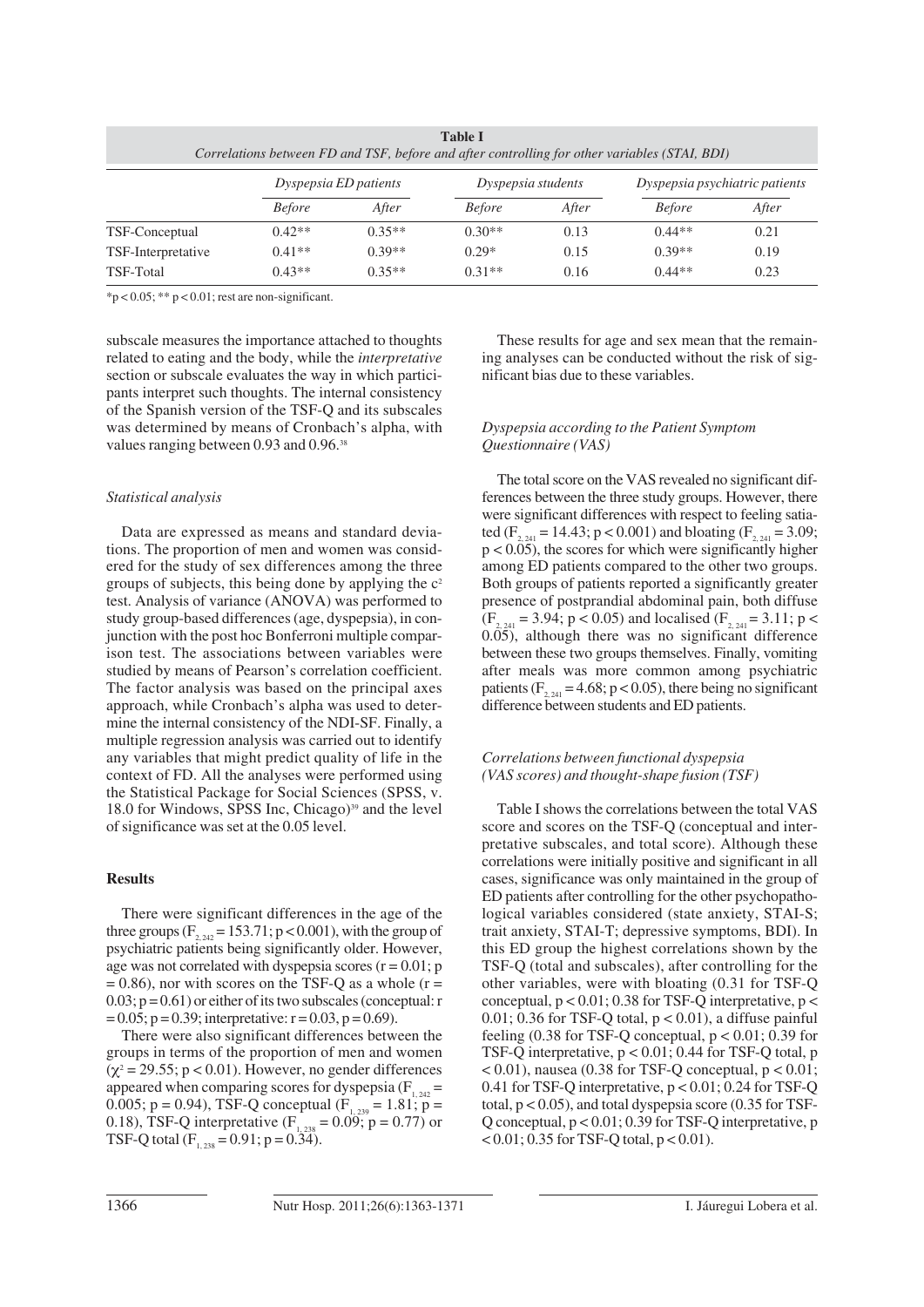**Table I**
*Correlations between FD and TSF, before and after controlling for other variables (STAI, BDI)*

| | *Dyspepsia ED patients* | | *Dyspepsia students* | | *Dyspepsia psychiatric patients* | |
|---|---|---|---|---|---|---|
| | *Before* | *After* | *Before* | *After* | *Before* | *After* |
| TSF-Conceptual | 0.42** | 0.35** | 0.30** | 0.13 | 0.44** | 0.21 |
| TSF-Interpretative | 0.41** | 0.39** | 0.29* | 0.15 | 0.39** | 0.19 |
| TSF-Total | 0.43** | 0.35** | 0.31** | 0.16 | 0.44** | 0.23 |

*p < 0.05; ** p < 0.01; rest are non-significant.

subscale measures the importance attached to thoughts related to eating and the body, while the *interpretative* section or subscale evaluates the way in which participants interpret such thoughts. The internal consistency of the Spanish version of the TSF-Q and its subscales was determined by means of Cronbach's alpha, with values ranging between 0.93 and 0.96.[38]

### *Statistical analysis*

Data are expressed as means and standard deviations. The proportion of men and women was considered for the study of sex differences among the three groups of subjects, this being done by applying the $c^2$ test. Analysis of variance (ANOVA) was performed to study group-based differences (age, dyspepsia), in conjunction with the post hoc Bonferroni multiple comparison test. The associations between variables were studied by means of Pearson's correlation coefficient. The factor analysis was based on the principal axes approach, while Cronbach's alpha was used to determine the internal consistency of the NDI-SF. Finally, a multiple regression analysis was carried out to identify any variables that might predict quality of life in the context of FD. All the analyses were performed using the Statistical Package for Social Sciences (SPSS, v. 18.0 for Windows, SPSS Inc, Chicago)[39] and the level of significance was set at the 0.05 level.

## Results

There were significant differences in the age of the three groups ($F_{2, 242} = 153.71$; $p < 0.001$), with the group of psychiatric patients being significantly older. However, age was not correlated with dyspepsia scores ($r = 0.01$; $p = 0.86$), nor with scores on the TSF-Q as a whole ($r = 0.03$; $p = 0.61$) or either of its two subscales (conceptual: $r = 0.05$; $p = 0.39$; interpretative: $r = 0.03$, $p = 0.69$).

There were also significant differences between the groups in terms of the proportion of men and women ($\chi^2 = 29.55$; $p < 0.01$). However, no gender differences appeared when comparing scores for dyspepsia ($F_{1, 242} = 0.005$; $p = 0.94$), TSF-Q conceptual ($F_{1, 239} = 1.81$; $p = 0.18$), TSF-Q interpretative ($F_{1, 238} = 0.09$; $p = 0.77$) or TSF-Q total ($F_{1, 238} = 0.91$; $p = 0.34$).

These results for age and sex mean that the remaining analyses can be conducted without the risk of significant bias due to these variables.

### *Dyspepsia according to the Patient Symptom Questionnaire (VAS)*

The total score on the VAS revealed no significant differences between the three study groups. However, there were significant differences with respect to feeling satiated ($F_{2, 241} = 14.43$; $p < 0.001$) and bloating ($F_{2, 241} = 3.09$; $p < 0.05$), the scores for which were significantly higher among ED patients compared to the other two groups. Both groups of patients reported a significantly greater presence of postprandial abdominal pain, both diffuse ($F_{2, 241} = 3.94$; $p < 0.05$) and localised ($F_{2, 241} = 3.11$; $p < 0.05$), although there was no significant difference between these two groups themselves. Finally, vomiting after meals was more common among psychiatric patients ($F_{2, 241} = 4.68$; $p < 0.05$), there being no significant difference between students and ED patients.

### *Correlations between functional dyspepsia (VAS scores) and thought-shape fusion (TSF)*

Table I shows the correlations between the total VAS score and scores on the TSF-Q (conceptual and interpretative subscales, and total score). Although these correlations were initially positive and significant in all cases, significance was only maintained in the group of ED patients after controlling for the other psychopathological variables considered (state anxiety, STAI-S; trait anxiety, STAI-T; depressive symptoms, BDI). In this ED group the highest correlations shown by the TSF-Q (total and subscales), after controlling for the other variables, were with bloating (0.31 for TSF-Q conceptual, $p < 0.01$; 0.38 for TSF-Q interpretative, $p < 0.01$; 0.36 for TSF-Q total, $p < 0.01$), a diffuse painful feeling (0.38 for TSF-Q conceptual, $p < 0.01$; 0.39 for TSF-Q interpretative, $p < 0.01$; 0.44 for TSF-Q total, $p < 0.01$), nausea (0.38 for TSF-Q conceptual, $p < 0.01$; 0.41 for TSF-Q interpretative, $p < 0.01$; 0.24 for TSF-Q total, $p < 0.05$), and total dyspepsia score (0.35 for TSF-Q conceptual, $p < 0.01$; 0.39 for TSF-Q interpretative, $p < 0.01$; 0.35 for TSF-Q total, $p < 0.01$).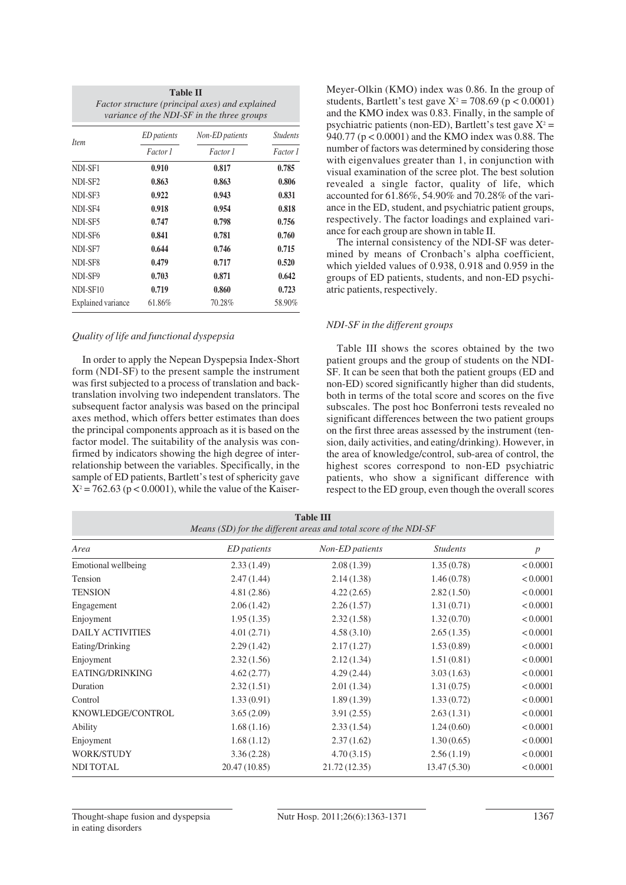**Table II**
*Factor structure (principal axes) and explained variance of the NDI-SF in the three groups*

| Item | ED patients | Non-ED patients | Students |
|---|---|---|---|
| | *Factor 1* | *Factor 1* | *Factor 1* |
| NDI-SF1 | **0.910** | **0.817** | **0.785** |
| NDI-SF2 | **0.863** | **0.863** | **0.806** |
| NDI-SF3 | **0.922** | **0.943** | **0.831** |
| NDI-SF4 | **0.918** | **0.954** | **0.818** |
| NDI-SF5 | **0.747** | **0.798** | **0.756** |
| NDI-SF6 | **0.841** | **0.781** | **0.760** |
| NDI-SF7 | **0.644** | **0.746** | **0.715** |
| NDI-SF8 | **0.479** | **0.717** | **0.520** |
| NDI-SF9 | **0.703** | **0.871** | **0.642** |
| NDI-SF10 | **0.719** | **0.860** | **0.723** |
| Explained variance | 61.86% | 70.28% | 58.90% |

*Quality of life and functional dyspepsia*

In order to apply the Nepean Dyspepsia Index-Short form (NDI-SF) to the present sample the instrument was first subjected to a process of translation and back-translation involving two independent translators. The subsequent factor analysis was based on the principal axes method, which offers better estimates than does the principal components approach as it is based on the factor model. The suitability of the analysis was confirmed by indicators showing the high degree of interrelationship between the variables. Specifically, in the sample of ED patients, Bartlett's test of sphericity gave $X^2 = 762.63$ ($p < 0.0001$), while the value of the Kaiser-Meyer-Olkin (KMO) index was 0.86. In the group of students, Bartlett's test gave $X^2 = 708.69$ ($p < 0.0001$) and the KMO index was 0.83. Finally, in the sample of psychiatric patients (non-ED), Bartlett's test gave $X^2 = 940.77$ ($p < 0.0001$) and the KMO index was 0.88. The number of factors was determined by considering those with eigenvalues greater than 1, in conjunction with visual examination of the scree plot. The best solution revealed a single factor, quality of life, which accounted for 61.86%, 54.90% and 70.28% of the variance in the ED, student, and psychiatric patient groups, respectively. The factor loadings and explained variance for each group are shown in table II.

The internal consistency of the NDI-SF was determined by means of Cronbach's alpha coefficient, which yielded values of 0.938, 0.918 and 0.959 in the groups of ED patients, students, and non-ED psychiatric patients, respectively.

*NDI-SF in the different groups*

Table III shows the scores obtained by the two patient groups and the group of students on the NDI-SF. It can be seen that both the patient groups (ED and non-ED) scored significantly higher than did students, both in terms of the total score and scores on the five subscales. The post hoc Bonferroni tests revealed no significant differences between the two patient groups on the first three areas assessed by the instrument (tension, daily activities, and eating/drinking). However, in the area of knowledge/control, sub-area of control, the highest scores correspond to non-ED psychiatric patients, who show a significant difference with respect to the ED group, even though the overall scores

**Table III**
*Means (SD) for the different areas and total score of the NDI-SF*

| Area | ED patients | Non-ED patients | Students | p |
|---|---|---|---|---|
| Emotional wellbeing | 2.33 (1.49) | 2.08 (1.39) | 1.35 (0.78) | < 0.0001 |
| Tension | 2.47 (1.44) | 2.14 (1.38) | 1.46 (0.78) | < 0.0001 |
| TENSION | 4.81 (2.86) | 4.22 (2.65) | 2.82 (1.50) | < 0.0001 |
| Engagement | 2.06 (1.42) | 2.26 (1.57) | 1.31 (0.71) | < 0.0001 |
| Enjoyment | 1.95 (1.35) | 2.32 (1.58) | 1.32 (0.70) | < 0.0001 |
| DAILY ACTIVITIES | 4.01 (2.71) | 4.58 (3.10) | 2.65 (1.35) | < 0.0001 |
| Eating/Drinking | 2.29 (1.42) | 2.17 (1.27) | 1.53 (0.89) | < 0.0001 |
| Enjoyment | 2.32 (1.56) | 2.12 (1.34) | 1.51 (0.81) | < 0.0001 |
| EATING/DRINKING | 4.62 (2.77) | 4.29 (2.44) | 3.03 (1.63) | < 0.0001 |
| Duration | 2.32 (1.51) | 2.01 (1.34) | 1.31 (0.75) | < 0.0001 |
| Control | 1.33 (0.91) | 1.89 (1.39) | 1.33 (0.72) | < 0.0001 |
| KNOWLEDGE/CONTROL | 3.65 (2.09) | 3.91 (2.55) | 2.63 (1.31) | < 0.0001 |
| Ability | 1.68 (1.16) | 2.33 (1.54) | 1.24 (0.60) | < 0.0001 |
| Enjoyment | 1.68 (1.12) | 2.37 (1.62) | 1.30 (0.65) | < 0.0001 |
| WORK/STUDY | 3.36 (2.28) | 4.70 (3.15) | 2.56 (1.19) | < 0.0001 |
| NDI TOTAL | 20.47 (10.85) | 21.72 (12.35) | 13.47 (5.30) | < 0.0001 |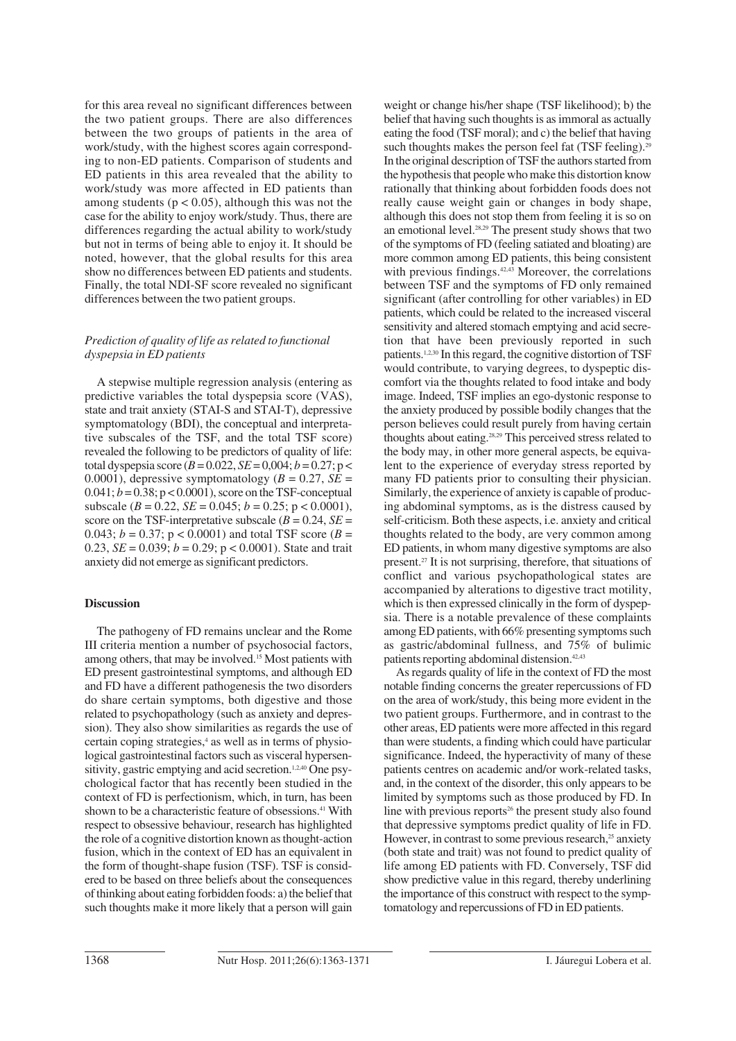for this area reveal no significant differences between the two patient groups. There are also differences between the two groups of patients in the area of work/study, with the highest scores again corresponding to non-ED patients. Comparison of students and ED patients in this area revealed that the ability to work/study was more affected in ED patients than among students ($p < 0.05$), although this was not the case for the ability to enjoy work/study. Thus, there are differences regarding the actual ability to work/study but not in terms of being able to enjoy it. It should be noted, however, that the global results for this area show no differences between ED patients and students. Finally, the total NDI-SF score revealed no significant differences between the two patient groups.

### *Prediction of quality of life as related to functional dyspepsia in ED patients*

A stepwise multiple regression analysis (entering as predictive variables the total dyspepsia score (VAS), state and trait anxiety (STAI-S and STAI-T), depressive symptomatology (BDI), the conceptual and interpretative subscales of the TSF, and the total TSF score) revealed the following to be predictors of quality of life: total dyspepsia score ($B = 0.022$, $SE = 0{,}004$; $b = 0.27$; $p < 0.0001$), depressive symptomatology ($B = 0.27$, $SE = 0.041$; $b = 0.38$; $p < 0.0001$), score on the TSF-conceptual subscale ($B = 0.22$, $SE = 0.045$; $b = 0.25$; $p < 0.0001$), score on the TSF-interpretative subscale ($B = 0.24$, $SE = 0.043$; $b = 0.37$; $p < 0.0001$) and total TSF score ($B = 0.23$, $SE = 0.039$; $b = 0.29$; $p < 0.0001$). State and trait anxiety did not emerge as significant predictors.

## Discussion

The pathogeny of FD remains unclear and the Rome III criteria mention a number of psychosocial factors, among others, that may be involved.[15] Most patients with ED present gastrointestinal symptoms, and although ED and FD have a different pathogenesis the two disorders do share certain symptoms, both digestive and those related to psychopathology (such as anxiety and depression). They also show similarities as regards the use of certain coping strategies,[4] as well as in terms of physiological gastrointestinal factors such as visceral hypersensitivity, gastric emptying and acid secretion.[1,2,40] One psychological factor that has recently been studied in the context of FD is perfectionism, which, in turn, has been shown to be a characteristic feature of obsessions.[41] With respect to obsessive behaviour, research has highlighted the role of a cognitive distortion known as thought-action fusion, which in the context of ED has an equivalent in the form of thought-shape fusion (TSF). TSF is considered to be based on three beliefs about the consequences of thinking about eating forbidden foods: a) the belief that such thoughts make it more likely that a person will gain weight or change his/her shape (TSF likelihood); b) the belief that having such thoughts is as immoral as actually eating the food (TSF moral); and c) the belief that having such thoughts makes the person feel fat (TSF feeling).[29] In the original description of TSF the authors started from the hypothesis that people who make this distortion know rationally that thinking about forbidden foods does not really cause weight gain or changes in body shape, although this does not stop them from feeling it is so on an emotional level.[28,29] The present study shows that two of the symptoms of FD (feeling satiated and bloating) are more common among ED patients, this being consistent with previous findings.[42,43] Moreover, the correlations between TSF and the symptoms of FD only remained significant (after controlling for other variables) in ED patients, which could be related to the increased visceral sensitivity and altered stomach emptying and acid secretion that have been previously reported in such patients.[1,2,30] In this regard, the cognitive distortion of TSF would contribute, to varying degrees, to dyspeptic discomfort via the thoughts related to food intake and body image. Indeed, TSF implies an ego-dystonic response to the anxiety produced by possible bodily changes that the person believes could result purely from having certain thoughts about eating.[28,29] This perceived stress related to the body may, in other more general aspects, be equivalent to the experience of everyday stress reported by many FD patients prior to consulting their physician. Similarly, the experience of anxiety is capable of producing abdominal symptoms, as is the distress caused by self-criticism. Both these aspects, i.e. anxiety and critical thoughts related to the body, are very common among ED patients, in whom many digestive symptoms are also present.[27] It is not surprising, therefore, that situations of conflict and various psychopathological states are accompanied by alterations to digestive tract motility, which is then expressed clinically in the form of dyspepsia. There is a notable prevalence of these complaints among ED patients, with 66% presenting symptoms such as gastric/abdominal fullness, and 75% of bulimic patients reporting abdominal distension.[42,43]

As regards quality of life in the context of FD the most notable finding concerns the greater repercussions of FD on the area of work/study, this being more evident in the two patient groups. Furthermore, and in contrast to the other areas, ED patients were more affected in this regard than were students, a finding which could have particular significance. Indeed, the hyperactivity of many of these patients centres on academic and/or work-related tasks, and, in the context of the disorder, this only appears to be limited by symptoms such as those produced by FD. In line with previous reports[26] the present study also found that depressive symptoms predict quality of life in FD. However, in contrast to some previous research,[25] anxiety (both state and trait) was not found to predict quality of life among ED patients with FD. Conversely, TSF did show predictive value in this regard, thereby underlining the importance of this construct with respect to the symptomatology and repercussions of FD in ED patients.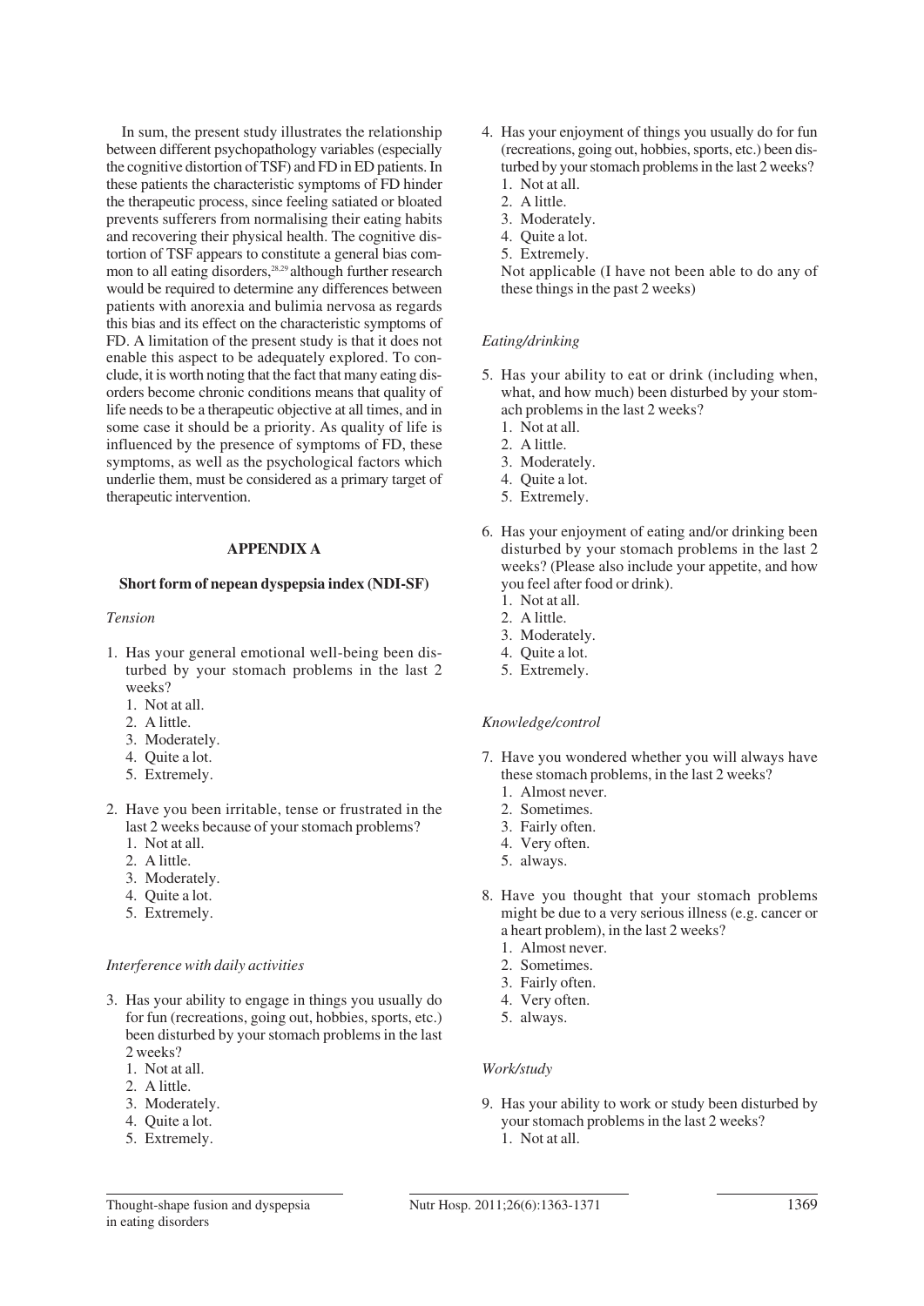In sum, the present study illustrates the relationship between different psychopathology variables (especially the cognitive distortion of TSF) and FD in ED patients. In these patients the characteristic symptoms of FD hinder the therapeutic process, since feeling satiated or bloated prevents sufferers from normalising their eating habits and recovering their physical health. The cognitive distortion of TSF appears to constitute a general bias common to all eating disorders,[28,29] although further research would be required to determine any differences between patients with anorexia and bulimia nervosa as regards this bias and its effect on the characteristic symptoms of FD. A limitation of the present study is that it does not enable this aspect to be adequately explored. To conclude, it is worth noting that the fact that many eating disorders become chronic conditions means that quality of life needs to be a therapeutic objective at all times, and in some case it should be a priority. As quality of life is influenced by the presence of symptoms of FD, these symptoms, as well as the psychological factors which underlie them, must be considered as a primary target of therapeutic intervention.

## APPENDIX A

### Short form of nepean dyspepsia index (NDI-SF)

*Tension*

1. Has your general emotional well-being been disturbed by your stomach problems in the last 2 weeks?
   1. Not at all.
   2. A little.
   3. Moderately.
   4. Quite a lot.
   5. Extremely.

2. Have you been irritable, tense or frustrated in the last 2 weeks because of your stomach problems?
   1. Not at all.
   2. A little.
   3. Moderately.
   4. Quite a lot.
   5. Extremely.

*Interference with daily activities*

3. Has your ability to engage in things you usually do for fun (recreations, going out, hobbies, sports, etc.) been disturbed by your stomach problems in the last 2 weeks?
   1. Not at all.
   2. A little.
   3. Moderately.
   4. Quite a lot.
   5. Extremely.

4. Has your enjoyment of things you usually do for fun (recreations, going out, hobbies, sports, etc.) been disturbed by your stomach problems in the last 2 weeks?
   1. Not at all.
   2. A little.
   3. Moderately.
   4. Quite a lot.
   5. Extremely.

   Not applicable (I have not been able to do any of these things in the past 2 weeks)

*Eating/drinking*

5. Has your ability to eat or drink (including when, what, and how much) been disturbed by your stomach problems in the last 2 weeks?
   1. Not at all.
   2. A little.
   3. Moderately.
   4. Quite a lot.
   5. Extremely.

6. Has your enjoyment of eating and/or drinking been disturbed by your stomach problems in the last 2 weeks? (Please also include your appetite, and how you feel after food or drink).
   1. Not at all.
   2. A little.
   3. Moderately.
   4. Quite a lot.
   5. Extremely.

*Knowledge/control*

7. Have you wondered whether you will always have these stomach problems, in the last 2 weeks?
   1. Almost never.
   2. Sometimes.
   3. Fairly often.
   4. Very often.
   5. always.

8. Have you thought that your stomach problems might be due to a very serious illness (e.g. cancer or a heart problem), in the last 2 weeks?
   1. Almost never.
   2. Sometimes.
   3. Fairly often.
   4. Very often.
   5. always.

*Work/study*

9. Has your ability to work or study been disturbed by your stomach problems in the last 2 weeks?
   1. Not at all.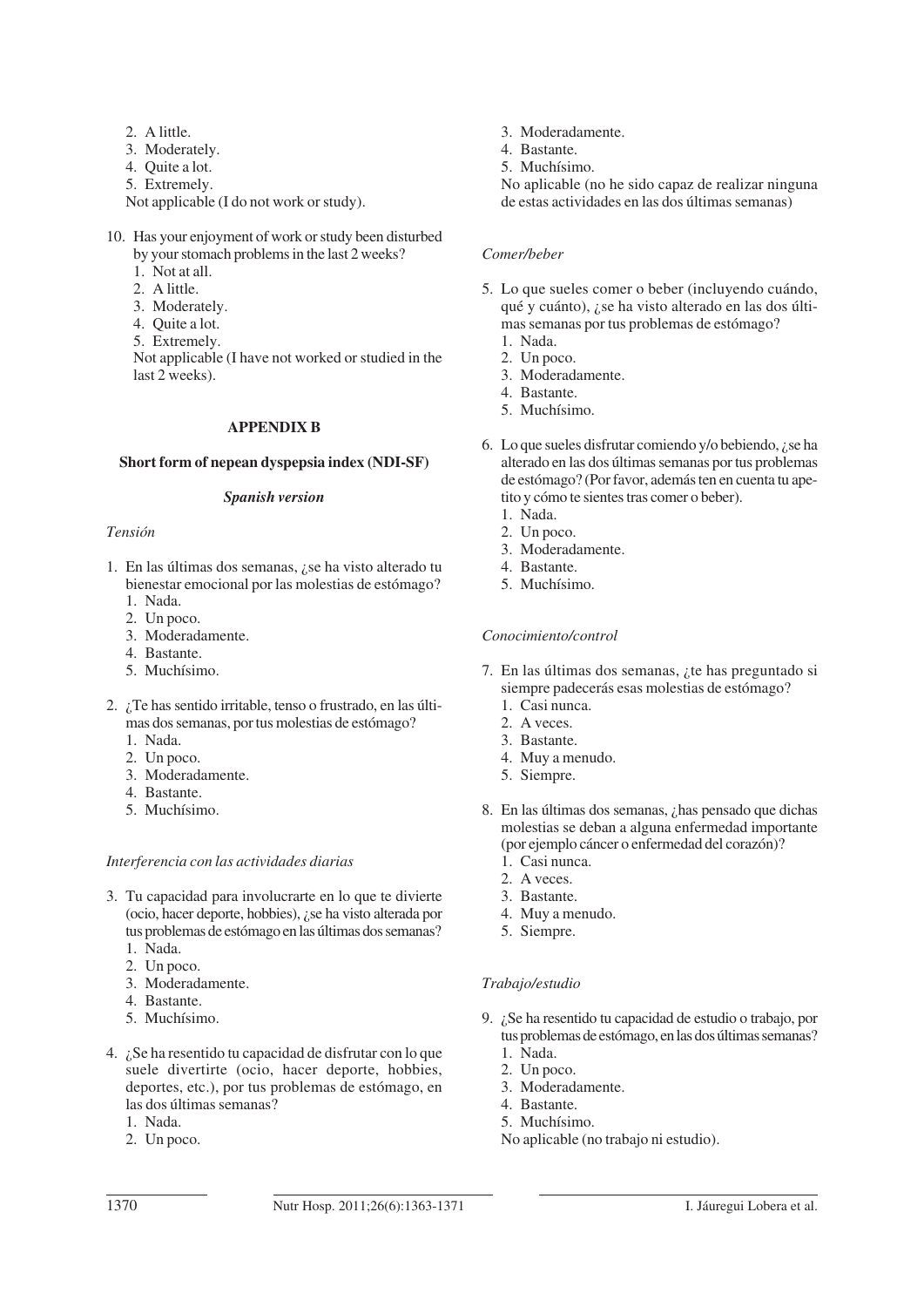2. A little.
3. Moderately.
4. Quite a lot.
5. Extremely.

Not applicable (I do not work or study).

10. Has your enjoyment of work or study been disturbed by your stomach problems in the last 2 weeks?
    1. Not at all.
    2. A little.
    3. Moderately.
    4. Quite a lot.
    5. Extremely.

    Not applicable (I have not worked or studied in the last 2 weeks).

## APPENDIX B

### Short form of nepean dyspepsia index (NDI-SF)

### *Spanish version*

*Tensión*

1. En las últimas dos semanas, ¿se ha visto alterado tu bienestar emocional por las molestias de estómago?
   1. Nada.
   2. Un poco.
   3. Moderadamente.
   4. Bastante.
   5. Muchísimo.

2. ¿Te has sentido irritable, tenso o frustrado, en las últimas dos semanas, por tus molestias de estómago?
   1. Nada.
   2. Un poco.
   3. Moderadamente.
   4. Bastante.
   5. Muchísimo.

*Interferencia con las actividades diarias*

3. Tu capacidad para involucrarte en lo que te divierte (ocio, hacer deporte, hobbies), ¿se ha visto alterada por tus problemas de estómago en las últimas dos semanas?
   1. Nada.
   2. Un poco.
   3. Moderadamente.
   4. Bastante.
   5. Muchísimo.

4. ¿Se ha resentido tu capacidad de disfrutar con lo que suele divertirte (ocio, hacer deporte, hobbies, deportes, etc.), por tus problemas de estómago, en las dos últimas semanas?
   1. Nada.
   2. Un poco.
   3. Moderadamente.
   4. Bastante.
   5. Muchísimo.

   No aplicable (no he sido capaz de realizar ninguna de estas actividades en las dos últimas semanas)

*Comer/beber*

5. Lo que sueles comer o beber (incluyendo cuándo, qué y cuánto), ¿se ha visto alterado en las dos últimas semanas por tus problemas de estómago?
   1. Nada.
   2. Un poco.
   3. Moderadamente.
   4. Bastante.
   5. Muchísimo.

6. Lo que sueles disfrutar comiendo y/o bebiendo, ¿se ha alterado en las dos últimas semanas por tus problemas de estómago? (Por favor, además ten en cuenta tu apetito y cómo te sientes tras comer o beber).
   1. Nada.
   2. Un poco.
   3. Moderadamente.
   4. Bastante.
   5. Muchísimo.

*Conocimiento/control*

7. En las últimas dos semanas, ¿te has preguntado si siempre padecerás esas molestias de estómago?
   1. Casi nunca.
   2. A veces.
   3. Bastante.
   4. Muy a menudo.
   5. Siempre.

8. En las últimas dos semanas, ¿has pensado que dichas molestias se deban a alguna enfermedad importante (por ejemplo cáncer o enfermedad del corazón)?
   1. Casi nunca.
   2. A veces.
   3. Bastante.
   4. Muy a menudo.
   5. Siempre.

*Trabajo/estudio*

9. ¿Se ha resentido tu capacidad de estudio o trabajo, por tus problemas de estómago, en las dos últimas semanas?
   1. Nada.
   2. Un poco.
   3. Moderadamente.
   4. Bastante.
   5. Muchísimo.

   No aplicable (no trabajo ni estudio).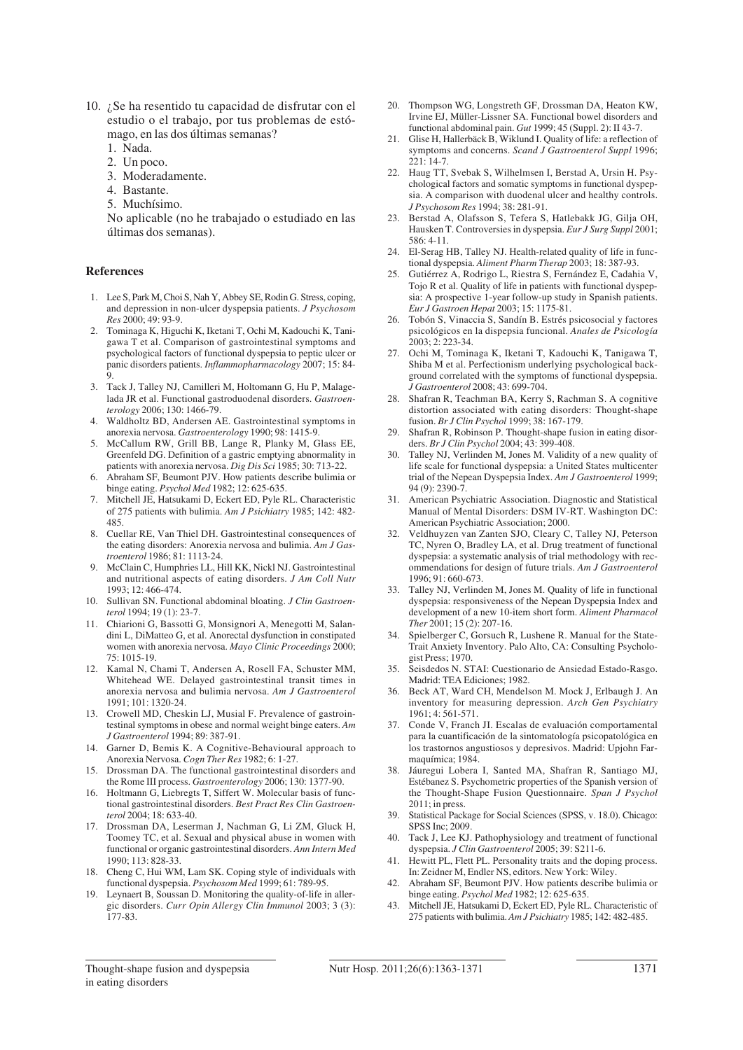10. ¿Se ha resentido tu capacidad de disfrutar con el estudio o el trabajo, por tus problemas de estómago, en las dos últimas semanas?
    1. Nada.
    2. Un poco.
    3. Moderadamente.
    4. Bastante.
    5. Muchísimo.

    No aplicable (no he trabajado o estudiado en las últimas dos semanas).

## References

1. Lee S, Park M, Choi S, Nah Y, Abbey SE, Rodin G. Stress, coping, and depression in non-ulcer dyspepsia patients. *J Psychosom Res* 2000; 49: 93-9.
2. Tominaga K, Higuchi K, Iketani T, Ochi M, Kadouchi K, Tanigawa T et al. Comparison of gastrointestinal symptoms and psychological factors of functional dyspepsia to peptic ulcer or panic disorders patients. *Inflammopharmacology* 2007; 15: 84-9.
3. Tack J, Talley NJ, Camilleri M, Holtomann G, Hu P, Malagelada JR et al. Functional gastroduodenal disorders. *Gastroenterology* 2006; 130: 1466-79.
4. Waldholtz BD, Andersen AE. Gastrointestinal symptoms in anorexia nervosa. *Gastroenterology* 1990; 98: 1415-9.
5. McCallum RW, Grill BB, Lange R, Planky M, Glass EE, Greenfeld DG. Definition of a gastric emptying abnormality in patients with anorexia nervosa. *Dig Dis Sci* 1985; 30: 713-22.
6. Abraham SF, Beumont PJV. How patients describe bulimia or binge eating. *Psychol Med* 1982; 12: 625-635.
7. Mitchell JE, Hatsukami D, Eckert ED, Pyle RL. Characteristic of 275 patients with bulimia. *Am J Psichiatry* 1985; 142: 482-485.
8. Cuellar RE, Van Thiel DH. Gastrointestinal consequences of the eating disorders: Anorexia nervosa and bulimia. *Am J Gastroenterol* 1986; 81: 1113-24.
9. McClain C, Humphries LL, Hill KK, Nickl NJ. Gastrointestinal and nutritional aspects of eating disorders. *J Am Coll Nutr* 1993; 12: 466-474.
10. Sullivan SN. Functional abdominal bloating. *J Clin Gastroenterol* 1994; 19 (1): 23-7.
11. Chiarioni G, Bassotti G, Monsignori A, Menegotti M, Salandini L, DiMatteo G, et al. Anorectal dysfunction in constipated women with anorexia nervosa. *Mayo Clinic Proceedings* 2000; 75: 1015-19.
12. Kamal N, Chami T, Andersen A, Rosell FA, Schuster MM, Whitehead WE. Delayed gastrointestinal transit times in anorexia nervosa and bulimia nervosa. *Am J Gastroenterol* 1991; 101: 1320-24.
13. Crowell MD, Cheskin LJ, Musial F. Prevalence of gastrointestinal symptoms in obese and normal weight binge eaters. *Am J Gastroenterol* 1994; 89: 387-91.
14. Garner D, Bemis K. A Cognitive-Behavioural approach to Anorexia Nervosa. *Cogn Ther Res* 1982; 6: 1-27.
15. Drossman DA. The functional gastrointestinal disorders and the Rome III process. *Gastroenterology* 2006; 130: 1377-90.
16. Holtmann G, Liebregts T, Siffert W. Molecular basis of functional gastrointestinal disorders. *Best Pract Res Clin Gastroenterol* 2004; 18: 633-40.
17. Drossman DA, Leserman J, Nachman G, Li ZM, Gluck H, Toomey TC, et al. Sexual and physical abuse in women with functional or organic gastrointestinal disorders. *Ann Intern Med* 1990; 113: 828-33.
18. Cheng C, Hui WM, Lam SK. Coping style of individuals with functional dyspepsia. *Psychosom Med* 1999; 61: 789-95.
19. Leynaert B, Soussan D. Monitoring the quality-of-life in allergic disorders. *Curr Opin Allergy Clin Immunol* 2003; 3 (3): 177-83.
20. Thompson WG, Longstreth GF, Drossman DA, Heaton KW, Irvine EJ, Müller-Lissner SA. Functional bowel disorders and functional abdominal pain. *Gut* 1999; 45 (Suppl. 2): II 43-7.
21. Glise H, Hallerbäck B, Wiklund I. Quality of life: a reflection of symptoms and concerns. *Scand J Gastroenterol Suppl* 1996; 221: 14-7.
22. Haug TT, Svebak S, Wilhelmsen I, Berstad A, Ursin H. Psychological factors and somatic symptoms in functional dyspepsia. A comparison with duodenal ulcer and healthy controls. *J Psychosom Res* 1994; 38: 281-91.
23. Berstad A, Olafsson S, Tefera S, Hatlebakk JG, Gilja OH, Hausken T. Controversies in dyspepsia. *Eur J Surg Suppl* 2001; 586: 4-11.
24. El-Serag HB, Talley NJ. Health-related quality of life in functional dyspepsia. *Aliment Pharm Therap* 2003; 18: 387-93.
25. Gutiérrez A, Rodrigo L, Riestra S, Fernández E, Cadahia V, Tojo R et al. Quality of life in patients with functional dyspepsia: A prospective 1-year follow-up study in Spanish patients. *Eur J Gastroen Hepat* 2003; 15: 1175-81.
26. Tobón S, Vinaccia S, Sandín B. Estrés psicosocial y factores psicológicos en la dispepsia funcional. *Anales de Psicología* 2003; 2: 223-34.
27. Ochi M, Tominaga K, Iketani T, Kadouchi K, Tanigawa T, Shiba M et al. Perfectionism underlying psychological background correlated with the symptoms of functional dyspepsia. *J Gastroenterol* 2008; 43: 699-704.
28. Shafran R, Teachman BA, Kerry S, Rachman S. A cognitive distortion associated with eating disorders: Thought-shape fusion. *Br J Clin Psychol* 1999; 38: 167-179.
29. Shafran R, Robinson P. Thought-shape fusion in eating disorders. *Br J Clin Psychol* 2004; 43: 399-408.
30. Talley NJ, Verlinden M, Jones M. Validity of a new quality of life scale for functional dyspepsia: a United States multicenter trial of the Nepean Dyspepsia Index. *Am J Gastroenterol* 1999; 94 (9): 2390-7.
31. American Psychiatric Association. Diagnostic and Statistical Manual of Mental Disorders: DSM IV-RT. Washington DC: American Psychiatric Association; 2000.
32. Veldhuyzen van Zanten SJO, Cleary C, Talley NJ, Peterson TC, Nyren O, Bradley LA, et al. Drug treatment of functional dyspepsia: a systematic analysis of trial methodology with recommendations for design of future trials. *Am J Gastroenterol* 1996; 91: 660-673.
33. Talley NJ, Verlinden M, Jones M. Quality of life in functional dyspepsia: responsiveness of the Nepean Dyspepsia Index and development of a new 10-item short form. *Aliment Pharmacol Ther* 2001; 15 (2): 207-16.
34. Spielberger C, Gorsuch R, Lushene R. Manual for the State-Trait Anxiety Inventory. Palo Alto, CA: Consulting Psychologist Press; 1970.
35. Seisdedos N. STAI: Cuestionario de Ansiedad Estado-Rasgo. Madrid: TEA Ediciones; 1982.
36. Beck AT, Ward CH, Mendelson M. Mock J, Erlbaugh J. An inventory for measuring depression. *Arch Gen Psychiatry* 1961; 4: 561-571.
37. Conde V, Franch JI. Escalas de evaluación comportamental para la cuantificación de la sintomatología psicopatológica en los trastornos angustiosos y depresivos. Madrid: Upjohn Farmaquímica; 1984.
38. Jáuregui Lobera I, Santed MA, Shafran R, Santiago MJ, Estébanez S. Psychometric properties of the Spanish version of the Thought-Shape Fusion Questionnaire. *Span J Psychol* 2011; in press.
39. Statistical Package for Social Sciences (SPSS, v. 18.0). Chicago: SPSS Inc; 2009.
40. Tack J, Lee KJ. Pathophysiology and treatment of functional dyspepsia. *J Clin Gastroenterol* 2005; 39: S211-6.
41. Hewitt PL, Flett PL. Personality traits and the doping process. In: Zeidner M, Endler NS, editors. New York: Wiley.
42. Abraham SF, Beumont PJV. How patients describe bulimia or binge eating. *Psychol Med* 1982; 12: 625-635.
43. Mitchell JE, Hatsukami D, Eckert ED, Pyle RL. Characteristic of 275 patients with bulimia. *Am J Psichiatry* 1985; 142: 482-485.